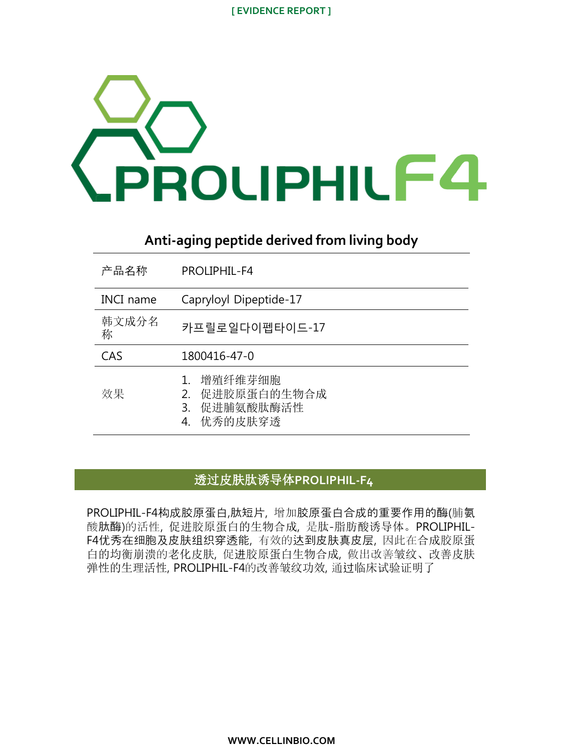[ EVIDENCE REPORT ]

# PROLIPHIL F4

## Anti-aging peptide derived from living body

| 产品名称 | PROLIPHIL-F4 |
|---|---|
| INCI name | Capryloyl Dipeptide-17 |
| 韩文成分名称 | 카프릴로일다이펩타이드-17 |
| CAS | 1800416-47-0 |
| 效果 | 1. 增殖纤维芽细胞<br>2. 促进胶原蛋白的生物合成<br>3. 促进脯氨酸肽酶活性<br>4. 优秀的皮肤穿透 |

## 透过皮肤肽诱导体PROLIPHIL-F4

PROLIPHIL-F4构成胶原蛋白,肽短片, 增加胶原蛋白合成的重要作用的酶(脯氨酸肽酶)的活性, 促进胶原蛋白的生物合成, 是肽-脂肪酸诱导体。PROLIPHIL-F4优秀在细胞及皮肤组织穿透能, 有效的达到皮肤真皮层, 因此在合成胶原蛋白的均衡崩溃的老化皮肤, 促进胶原蛋白生物合成, 做出改善皱纹、改善皮肤弹性的生理活性, PROLIPHIL-F4的改善皱纹功效, 通过临床试验证明了

WWW.CELLINBIO.COM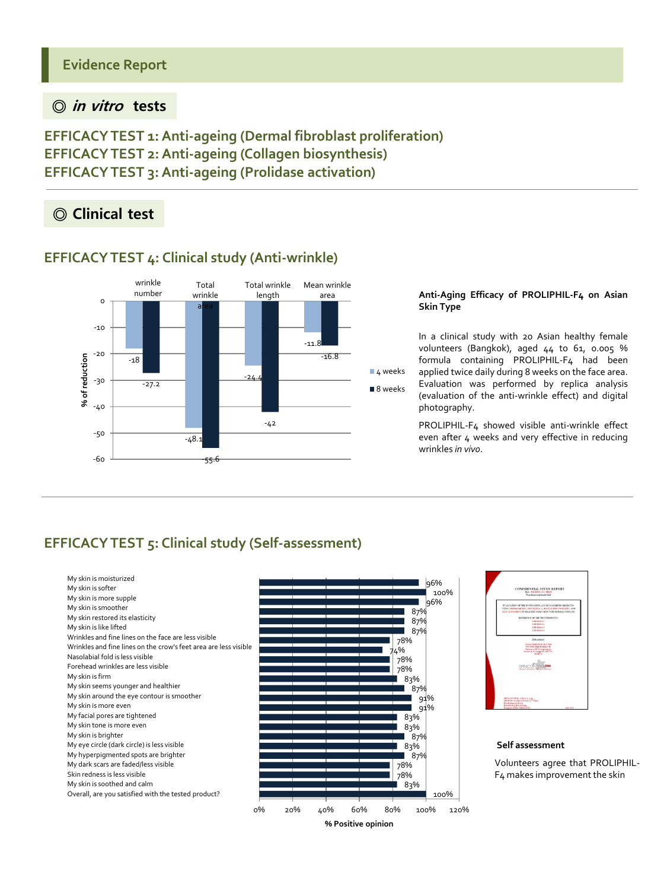## Evidence Report

### ◎ *in vitro* tests

**EFFICACY TEST 1: Anti-ageing (Dermal fibroblast proliferation)**
**EFFICACY TEST 2: Anti-ageing (Collagen biosynthesis)**
**EFFICACY TEST 3: Anti-ageing (Prolidase activation)**

---

### ◎ Clinical test

**EFFICACY TEST 4: Clinical study (Anti-wrinkle)**

wrinkle number
Total wrinkle area
Total wrinkle length
Mean wrinkle area

% of reduction
0
-10
-20
-30
-40
-50
-60

-18
-27.2
-48.1
-55.6
-24.4
-42
-11.8
-16.8

4 weeks
8 weeks

**Anti-Aging Efficacy of PROLIPHIL-F4 on Asian Skin Type**

In a clinical study with 20 Asian healthy female volunteers (Bangkok), aged 44 to 61, 0.005 % formula containing PROLIPHIL-F4 had been applied twice daily during 8 weeks on the face area. Evaluation was performed by replica analysis (evaluation of the anti-wrinkle effect) and digital photography.

PROLIPHIL-F4 showed visible anti-wrinkle effect even after 4 weeks and very effective in reducing wrinkles *in vivo*.

---

**EFFICACY TEST 5: Clinical study (Self-assessment)**

My skin is moisturized 96%
My skin is softer 100%
My skin is more supple 96%
My skin is smoother 87%
My skin restored its elasticity 87%
My skin is like lifted 87%
Wrinkles and fine lines on the face are less visible 78%
Wrinkles and fine lines on the crow's feet area are less visible 74%
Nasolabial fold is less visible 78%
Forehead wrinkles are less visible 78%
My skin is firm 83%
My skin seems younger and healthier 87%
My skin around the eye contour is smoother 91%
My skin is more even 91%
My facial pores are tightened 83%
My skin tone is more even 83%
My skin is brighter 87%
My eye circle (dark circle) is less visible 83%
My hyperpigmented spots are brighter 87%
My dark scars are faded/less visible 78%
Skin redness is less visible 78%
My skin is soothed and calm 83%
Overall, are you satisfied with the tested product? 100%

0% 20% 40% 60% 80% 100% 120%
% Positive opinion

CONFIDENTIAL STUDY REPORT

**Self assessment**

Volunteers agree that PROLIPHIL-F4 makes improvement the skin